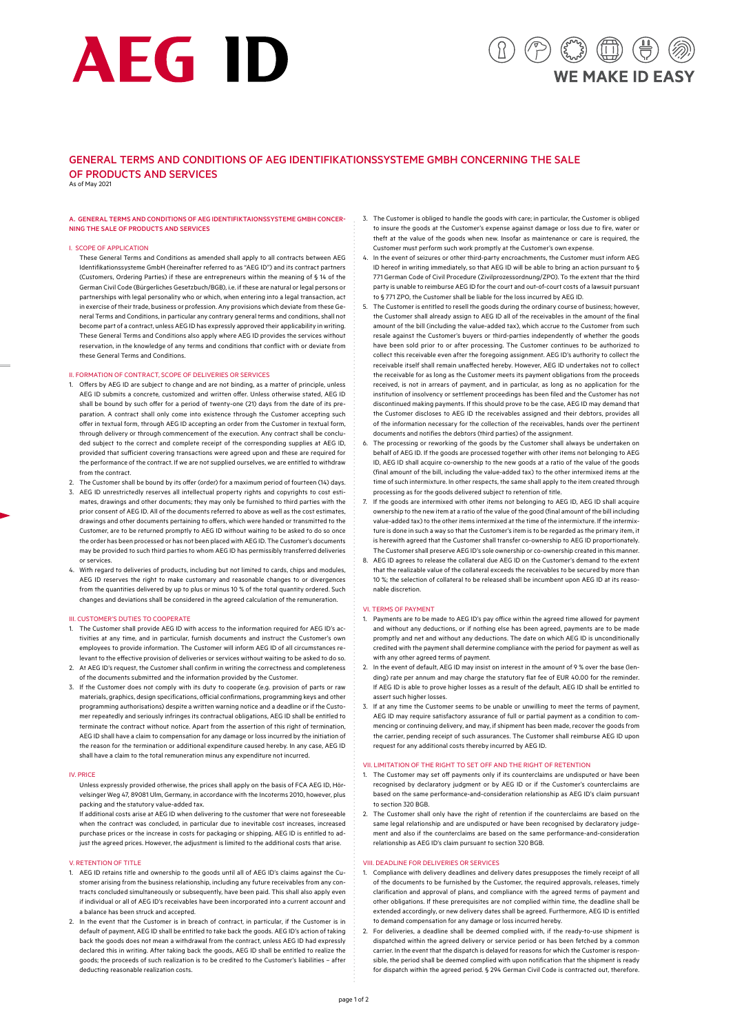AEG ID

WE MAKE ID EASY

# GENERAL TERMS AND CONDITIONS OF AEG IDENTIFIKATIONSSYSTEME GMBH CONCERNING THE SALE OF PRODUCTS AND SERVICES

As of May 2021

## A. GENERAL TERMS AND CONDITIONS OF AEG IDENTIFIKTAIONSSYSTEME GMBH CONCERNING THE SALE OF PRODUCTS AND SERVICES

### I. SCOPE OF APPLICATION

These General Terms and Conditions as amended shall apply to all contracts between AEG Identifikationssysteme GmbH (hereinafter referred to as "AEG ID") and its contract partners (Customers, Ordering Parties) if these are entrepreneurs within the meaning of § 14 of the German Civil Code (Bürgerliches Gesetzbuch/BGB), i.e. if these are natural or legal persons or partnerships with legal personality who or which, when entering into a legal transaction, act in exercise of their trade, business or profession. Any provisions which deviate from these General Terms and Conditions, in particular any contrary general terms and conditions, shall not become part of a contract, unless AEG ID has expressly approved their applicability in writing. These General Terms and Conditions also apply where AEG ID provides the services without reservation, in the knowledge of any terms and conditions that conflict with or deviate from these General Terms and Conditions.

### II. FORMATION OF CONTRACT, SCOPE OF DELIVERIES OR SERVICES

1. Offers by AEG ID are subject to change and are not binding, as a matter of principle, unless AEG ID submits a concrete, customized and written offer. Unless otherwise stated, AEG ID shall be bound by such offer for a period of twenty-one (21) days from the date of its preparation. A contract shall only come into existence through the Customer accepting such offer in textual form, through AEG ID accepting an order from the Customer in textual form, through delivery or through commencement of the execution. Any contract shall be concluded subject to the correct and complete receipt of the corresponding supplies at AEG ID, provided that sufficient covering transactions were agreed upon and these are required for the performance of the contract. If we are not supplied ourselves, we are entitled to withdraw from the contract.
2. The Customer shall be bound by its offer (order) for a maximum period of fourteen (14) days.
3. AEG ID unrestrictedly reserves all intellectual property rights and copyrights to cost estimates, drawings and other documents; they may only be furnished to third parties with the prior consent of AEG ID. All of the documents referred to above as well as the cost estimates, drawings and other documents pertaining to offers, which were handed or transmitted to the Customer, are to be returned promptly to AEG ID without waiting to be asked to do so once the order has been processed or has not been placed with AEG ID. The Customer's documents may be provided to such third parties to whom AEG ID has permissibly transferred deliveries or services.
4. With regard to deliveries of products, including but not limited to cards, chips and modules, AEG ID reserves the right to make customary and reasonable changes to or divergences from the quantities delivered by up to plus or minus 10 % of the total quantity ordered. Such changes and deviations shall be considered in the agreed calculation of the remuneration.

### III. CUSTOMER'S DUTIES TO COOPERATE

1. The Customer shall provide AEG ID with access to the information required for AEG ID's activities at any time, and in particular, furnish documents and instruct the Customer's own employees to provide information. The Customer will inform AEG ID of all circumstances relevant to the effective provision of deliveries or services without waiting to be asked to do so.
2. At AEG ID's request, the Customer shall confirm in writing the correctness and completeness of the documents submitted and the information provided by the Customer.
3. If the Customer does not comply with its duty to cooperate (e.g. provision of parts or raw materials, graphics, design specifications, official confirmations, programming keys and other programming authorisations) despite a written warning notice and a deadline or if the Customer repeatedly and seriously infringes its contractual obligations, AEG ID shall be entitled to terminate the contract without notice. Apart from the assertion of this right of termination, AEG ID shall have a claim to compensation for any damage or loss incurred by the initiation of the reason for the termination or additional expenditure caused hereby. In any case, AEG ID shall have a claim to the total remuneration minus any expenditure not incurred.

### IV. PRICE

Unless expressly provided otherwise, the prices shall apply on the basis of FCA AEG ID, Hörvelsinger Weg 47, 89081 Ulm, Germany, in accordance with the Incoterms 2010, however, plus packing and the statutory value-added tax.

If additional costs arise at AEG ID when delivering to the customer that were not foreseeable when the contract was concluded, in particular due to inevitable cost increases, increased purchase prices or the increase in costs for packaging or shipping, AEG ID is entitled to adjust the agreed prices. However, the adjustment is limited to the additional costs that arise.

### V. RETENTION OF TITLE

1. AEG ID retains title and ownership to the goods until all of AEG ID's claims against the Customer arising from the business relationship, including any future receivables from any contracts concluded simultaneously or subsequently, have been paid. This shall also apply even if individual or all of AEG ID's receivables have been incorporated into a current account and a balance has been struck and accepted.
2. In the event that the Customer is in breach of contract, in particular, if the Customer is in default of payment, AEG ID shall be entitled to take back the goods. AEG ID's action of taking back the goods does not mean a withdrawal from the contract, unless AEG ID had expressly declared this in writing. After taking back the goods, AEG ID shall be entitled to realize the goods; the proceeds of such realization is to be credited to the Customer's liabilities – after deducting reasonable realization costs.
3. The Customer is obliged to handle the goods with care; in particular, the Customer is obliged to insure the goods at the Customer's expense against damage or loss due to fire, water or theft at the value of the goods when new. Insofar as maintenance or care is required, the Customer must perform such work promptly at the Customer's own expense.
4. In the event of seizures or other third-party encroachments, the Customer must inform AEG ID hereof in writing immediately, so that AEG ID will be able to bring an action pursuant to § 771 German Code of Civil Procedure (Zivilprozessordnung/ZPO). To the extent that the third party is unable to reimburse AEG ID for the court and out-of-court costs of a lawsuit pursuant to § 771 ZPO, the Customer shall be liable for the loss incurred by AEG ID.
5. The Customer is entitled to resell the goods during the ordinary course of business; however, the Customer shall already assign to AEG ID all of the receivables in the amount of the final amount of the bill (including the value-added tax), which accrue to the Customer from such resale against the Customer's buyers or third-parties independently of whether the goods have been sold prior to or after processing. The Customer continues to be authorized to collect this receivable even after the foregoing assignment. AEG ID's authority to collect the receivable itself shall remain unaffected hereby. However, AEG ID undertakes not to collect the receivable for as long as the Customer meets its payment obligations from the proceeds received, is not in arrears of payment, and in particular, as long as no application for the institution of insolvency or settlement proceedings has been filed and the Customer has not discontinued making payments. If this should prove to be the case, AEG ID may demand that the Customer discloses to AEG ID the receivables assigned and their debtors, provides all of the information necessary for the collection of the receivables, hands over the pertinent documents and notifies the debtors (third parties) of the assignment.
6. The processing or reworking of the goods by the Customer shall always be undertaken on behalf of AEG ID. If the goods are processed together with other items not belonging to AEG ID, AEG ID shall acquire co-ownership to the new goods at a ratio of the value of the goods (final amount of the bill, including the value-added tax) to the other intermixed items at the time of such intermixture. In other respects, the same shall apply to the item created through processing as for the goods delivered subject to retention of title.
7. If the goods are intermixed with other items not belonging to AEG ID, AEG ID shall acquire ownership to the new item at a ratio of the value of the good (final amount of the bill including value-added tax) to the other items intermixed at the time of the intermixture. If the intermixture is done in such a way so that the Customer's item is to be regarded as the primary item, it is herewith agreed that the Customer shall transfer co-ownership to AEG ID proportionately. The Customer shall preserve AEG ID's sole ownership or co-ownership created in this manner.
8. AEG ID agrees to release the collateral due AEG ID on the Customer's demand to the extent that the realizable value of the collateral exceeds the receivables to be secured by more than 10 %; the selection of collateral to be released shall be incumbent upon AEG ID at its reasonable discretion.

### VI. TERMS OF PAYMENT

1. Payments are to be made to AEG ID's pay office within the agreed time allowed for payment and without any deductions, or if nothing else has been agreed, payments are to be made promptly and net and without any deductions. The date on which AEG ID is unconditionally credited with the payment shall determine compliance with the period for payment as well as with any other agreed terms of payment.
2. In the event of default, AEG ID may insist on interest in the amount of 9 % over the base (lending) rate per annum and may charge the statutory flat fee of EUR 40.00 for the reminder. If AEG ID is able to prove higher losses as a result of the default, AEG ID shall be entitled to assert such higher losses.
3. If at any time the Customer seems to be unable or unwilling to meet the terms of payment, AEG ID may require satisfactory assurance of full or partial payment as a condition to commencing or continuing delivery, and may, if shipment has been made, recover the goods from the carrier, pending receipt of such assurances. The Customer shall reimburse AEG ID upon request for any additional costs thereby incurred by AEG ID.

### VII. LIMITATION OF THE RIGHT TO SET OFF AND THE RIGHT OF RETENTION

1. The Customer may set off payments only if its counterclaims are undisputed or have been recognised by declaratory judgment or by AEG ID or if the Customer's counterclaims are based on the same performance-and-consideration relationship as AEG ID's claim pursuant to section 320 BGB.
2. The Customer shall only have the right of retention if the counterclaims are based on the same legal relationship and are undisputed or have been recognised by declaratory judgement and also if the counterclaims are based on the same performance-and-consideration relationship as AEG ID's claim pursuant to section 320 BGB.

### VIII. DEADLINE FOR DELIVERIES OR SERVICES

1. Compliance with delivery deadlines and delivery dates presupposes the timely receipt of all of the documents to be furnished by the Customer, the required approvals, releases, timely clarification and approval of plans, and compliance with the agreed terms of payment and other obligations. If these prerequisites are not complied with time, the deadline shall be extended accordingly, or new delivery dates shall be agreed. Furthermore, AEG ID is entitled to demand compensation for any damage or loss incurred hereby.
2. For deliveries, a deadline shall be deemed complied with, if the ready-to-use shipment is dispatched within the agreed delivery or service period or has been fetched by a common carrier. In the event that the dispatch is delayed for reasons for which the Customer is responsible, the period shall be deemed complied with upon notification that the shipment is ready for dispatch within the agreed period. § 294 German Civil Code is contracted out, therefore.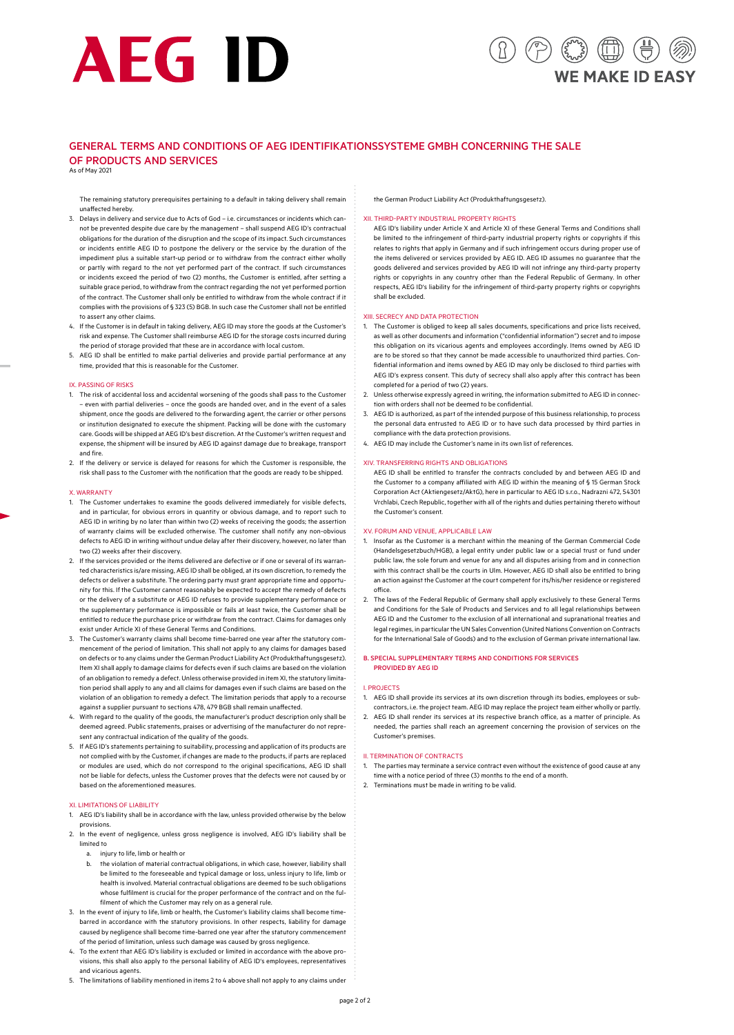# AEG ID

WE MAKE ID EASY

## GENERAL TERMS AND CONDITIONS OF AEG IDENTIFIKATIONSSYSTEME GMBH CONCERNING THE SALE OF PRODUCTS AND SERVICES

As of May 2021

The remaining statutory prerequisites pertaining to a default in taking delivery shall remain unaffected hereby.

3. Delays in delivery and service due to Acts of God – i.e. circumstances or incidents which cannot be prevented despite due care by the management – shall suspend AEG ID's contractual obligations for the duration of the disruption and the scope of its impact. Such circumstances or incidents entitle AEG ID to postpone the delivery or the service by the duration of the impediment plus a suitable start-up period or to withdraw from the contract either wholly or partly with regard to the not yet performed part of the contract. If such circumstances or incidents exceed the period of two (2) months, the Customer is entitled, after setting a suitable grace period, to withdraw from the contract regarding the not yet performed portion of the contract. The Customer shall only be entitled to withdraw from the whole contract if it complies with the provisions of § 323 (5) BGB. In such case the Customer shall not be entitled to assert any other claims.
4. If the Customer is in default in taking delivery, AEG ID may store the goods at the Customer's risk and expense. The Customer shall reimburse AEG ID for the storage costs incurred during the period of storage provided that these are in accordance with local custom.
5. AEG ID shall be entitled to make partial deliveries and provide partial performance at any time, provided that this is reasonable for the Customer.

### IX. PASSING OF RISKS

1. The risk of accidental loss and accidental worsening of the goods shall pass to the Customer – even with partial deliveries – once the goods are handed over, and in the event of a sales shipment, once the goods are delivered to the forwarding agent, the carrier or other persons or institution designated to execute the shipment. Packing will be done with the customary care. Goods will be shipped at AEG ID's best discretion. At the Customer's written request and expense, the shipment will be insured by AEG ID against damage due to breakage, transport and fire.
2. If the delivery or service is delayed for reasons for which the Customer is responsible, the risk shall pass to the Customer with the notification that the goods are ready to be shipped.

### X. WARRANTY

1. The Customer undertakes to examine the goods delivered immediately for visible defects, and in particular, for obvious errors in quantity or obvious damage, and to report such to AEG ID in writing by no later than within two (2) weeks of receiving the goods; the assertion of warranty claims will be excluded otherwise. The customer shall notify any non-obvious defects to AEG ID in writing without undue delay after their discovery, however, no later than two (2) weeks after their discovery.
2. If the services provided or the items delivered are defective or if one or several of its warranted characteristics is/are missing, AEG ID shall be obliged, at its own discretion, to remedy the defects or deliver a substitute. The ordering party must grant appropriate time and opportunity for this. If the Customer cannot reasonably be expected to accept the remedy of defects or the delivery of a substitute or AEG ID refuses to provide supplementary performance or the supplementary performance is impossible or fails at least twice, the Customer shall be entitled to reduce the purchase price or withdraw from the contract. Claims for damages only exist under Article XI of these General Terms and Conditions.
3. The Customer's warranty claims shall become time-barred one year after the statutory commencement of the period of limitation. This shall not apply to any claims for damages based on defects or to any claims under the German Product Liability Act (Produkthaftungsgesetz). Item XI shall apply to damage claims for defects even if such claims are based on the violation of an obligation to remedy a defect. Unless otherwise provided in item XI, the statutory limitation period shall apply to any and all claims for damages even if such claims are based on the violation of an obligation to remedy a defect. The limitation periods that apply to a recourse against a supplier pursuant to sections 478, 479 BGB shall remain unaffected.
4. With regard to the quality of the goods, the manufacturer's product description only shall be deemed agreed. Public statements, praises or advertising of the manufacturer do not represent any contractual indication of the quality of the goods.
5. If AEG ID's statements pertaining to suitability, processing and application of its products are not complied with by the Customer, if changes are made to the products, if parts are replaced or modules are used, which do not correspond to the original specifications, AEG ID shall not be liable for defects, unless the Customer proves that the defects were not caused by or based on the aforementioned measures.

### XI. LIMITATIONS OF LIABILITY

1. AEG ID's liability shall be in accordance with the law, unless provided otherwise by the below provisions.
2. In the event of negligence, unless gross negligence is involved, AEG ID's liability shall be limited to
   a. injury to life, limb or health or
   b. the violation of material contractual obligations, in which case, however, liability shall be limited to the foreseeable and typical damage or loss, unless injury to life, limb or health is involved. Material contractual obligations are deemed to be such obligations whose fulfilment is crucial for the proper performance of the contract and on the fulfilment of which the Customer may rely on as a general rule.
3. In the event of injury to life, limb or health, the Customer's liability claims shall become time-barred in accordance with the statutory provisions. In other respects, liability for damage caused by negligence shall become time-barred one year after the statutory commencement of the period of limitation, unless such damage was caused by gross negligence.
4. To the extent that AEG ID's liability is excluded or limited in accordance with the above provisions, this shall also apply to the personal liability of AEG ID's employees, representatives and vicarious agents.
5. The limitations of liability mentioned in items 2 to 4 above shall not apply to any claims under the German Product Liability Act (Produkthaftungsgesetz).

### XII. THIRD-PARTY INDUSTRIAL PROPERTY RIGHTS

AEG ID's liability under Article X and Article XI of these General Terms and Conditions shall be limited to the infringement of third-party industrial property rights or copyrights if this relates to rights that apply in Germany and if such infringement occurs during proper use of the items delivered or services provided by AEG ID. AEG ID assumes no guarantee that the goods delivered and services provided by AEG ID will not infringe any third-party property rights or copyrights in any country other than the Federal Republic of Germany. In other respects, AEG ID's liability for the infringement of third-party property rights or copyrights shall be excluded.

### XIII. SECRECY AND DATA PROTECTION

1. The Customer is obliged to keep all sales documents, specifications and price lists received, as well as other documents and information ("confidential information") secret and to impose this obligation on its vicarious agents and employees accordingly. Items owned by AEG ID are to be stored so that they cannot be made accessible to unauthorized third parties. Confidential information and items owned by AEG ID may only be disclosed to third parties with AEG ID's express consent. This duty of secrecy shall also apply after this contract has been completed for a period of two (2) years.
2. Unless otherwise expressly agreed in writing, the information submitted to AEG ID in connection with orders shall not be deemed to be confidential.
3. AEG ID is authorized, as part of the intended purpose of this business relationship, to process the personal data entrusted to AEG ID or to have such data processed by third parties in compliance with the data protection provisions.
4. AEG ID may include the Customer's name in its own list of references.

### XIV. TRANSFERRING RIGHTS AND OBLIGATIONS

AEG ID shall be entitled to transfer the contracts concluded by and between AEG ID and the Customer to a company affiliated with AEG ID within the meaning of § 15 German Stock Corporation Act (Aktiengesetz/AktG), here in particular to AEG ID s.r.o., Nadrazni 472, 54301 Vrchlabi, Czech Republic, together with all of the rights and duties pertaining thereto without the Customer's consent.

### XV. FORUM AND VENUE, APPLICABLE LAW

1. Insofar as the Customer is a merchant within the meaning of the German Commercial Code (Handelsgesetzbuch/HGB), a legal entity under public law or a special trust or fund under public law, the sole forum and venue for any and all disputes arising from and in connection with this contract shall be the courts in Ulm. However, AEG ID shall also be entitled to bring an action against the Customer at the court competent for its/his/her residence or registered office.
2. The laws of the Federal Republic of Germany shall apply exclusively to these General Terms and Conditions for the Sale of Products and Services and to all legal relationships between AEG ID and the Customer to the exclusion of all international and supranational treaties and legal regimes, in particular the UN Sales Convention (United Nations Convention on Contracts for the International Sale of Goods) and to the exclusion of German private international law.

## B. SPECIAL SUPPLEMENTARY TERMS AND CONDITIONS FOR SERVICES PROVIDED BY AEG ID

### I. PROJECTS

1. AEG ID shall provide its services at its own discretion through its bodies, employees or subcontractors, i.e. the project team. AEG ID may replace the project team either wholly or partly.
2. AEG ID shall render its services at its respective branch office, as a matter of principle. As needed, the parties shall reach an agreement concerning the provision of services on the Customer's premises.

### II. TERMINATION OF CONTRACTS

1. The parties may terminate a service contract even without the existence of good cause at any time with a notice period of three (3) months to the end of a month.
2. Terminations must be made in writing to be valid.